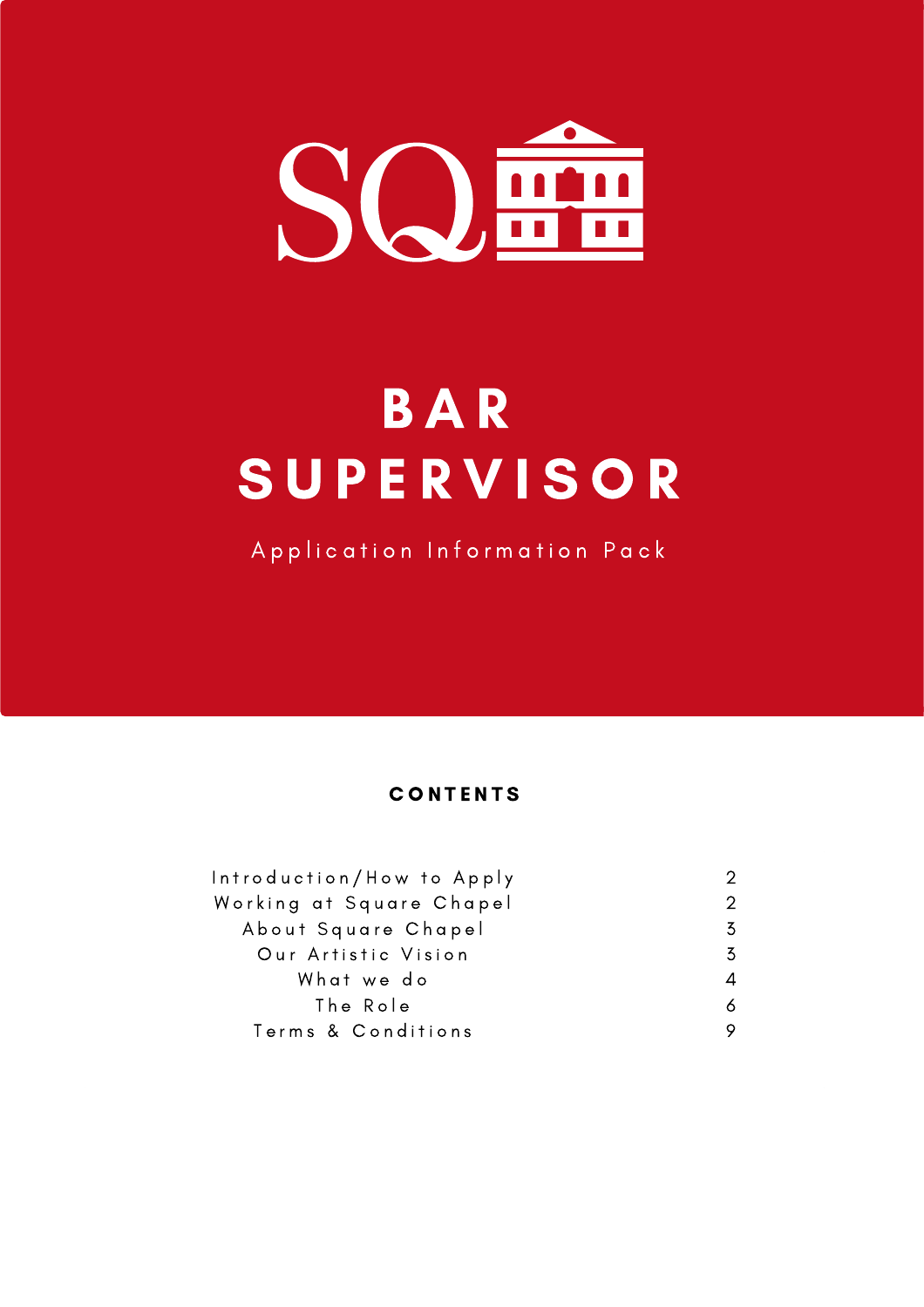SQ

# BAR SUPERVISOR

Application Information Pack

## CONTENTS

| | |
|---|---|
| Introduction/How to Apply | 2 |
| Working at Square Chapel | 2 |
| About Square Chapel | 3 |
| Our Artistic Vision | 3 |
| What we do | 4 |
| The Role | 6 |
| Terms & Conditions | 9 |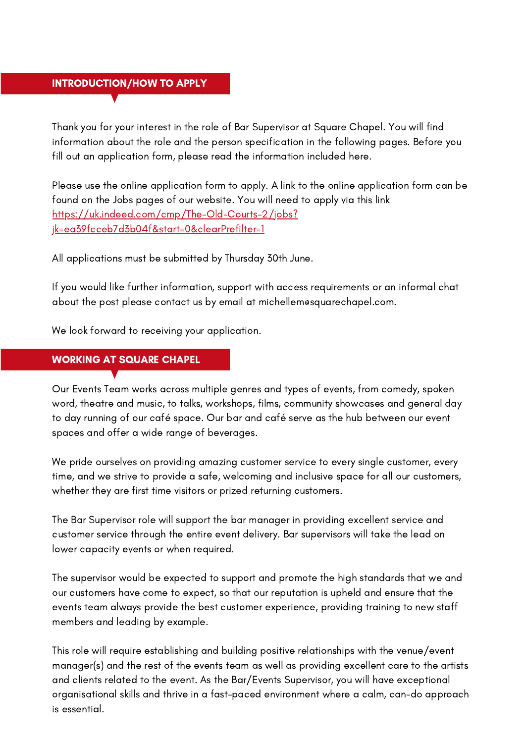## INTRODUCTION/HOW TO APPLY

Thank you for your interest in the role of Bar Supervisor at Square Chapel. You will find information about the role and the person specification in the following pages. Before you fill out an application form, please read the information included here.

Please use the online application form to apply. A link to the online application form can be found on the Jobs pages of our website. You will need to apply via this link [https://uk.indeed.com/cmp/The-Old-Courts-2/jobs?jk=ea39fcceb7d3b04f&start=0&clearPrefilter=1](https://uk.indeed.com/cmp/The-Old-Courts-2/jobs?jk=ea39fcceb7d3b04f&start=0&clearPrefilter=1)

All applications must be submitted by Thursday 30th June.

If you would like further information, support with access requirements or an informal chat about the post please contact us by email at michellem@squarechapel.com.

We look forward to receiving your application.

## WORKING AT SQUARE CHAPEL

Our Events Team works across multiple genres and types of events, from comedy, spoken word, theatre and music, to talks, workshops, films, community showcases and general day to day running of our café space. Our bar and café serve as the hub between our event spaces and offer a wide range of beverages.

We pride ourselves on providing amazing customer service to every single customer, every time, and we strive to provide a safe, welcoming and inclusive space for all our customers, whether they are first time visitors or prized returning customers.

The Bar Supervisor role will support the bar manager in providing excellent service and customer service through the entire event delivery. Bar supervisors will take the lead on lower capacity events or when required.

The supervisor would be expected to support and promote the high standards that we and our customers have come to expect, so that our reputation is upheld and ensure that the events team always provide the best customer experience, providing training to new staff members and leading by example.

This role will require establishing and building positive relationships with the venue/event manager(s) and the rest of the events team as well as providing excellent care to the artists and clients related to the event. As the Bar/Events Supervisor, you will have exceptional organisational skills and thrive in a fast-paced environment where a calm, can-do approach is essential.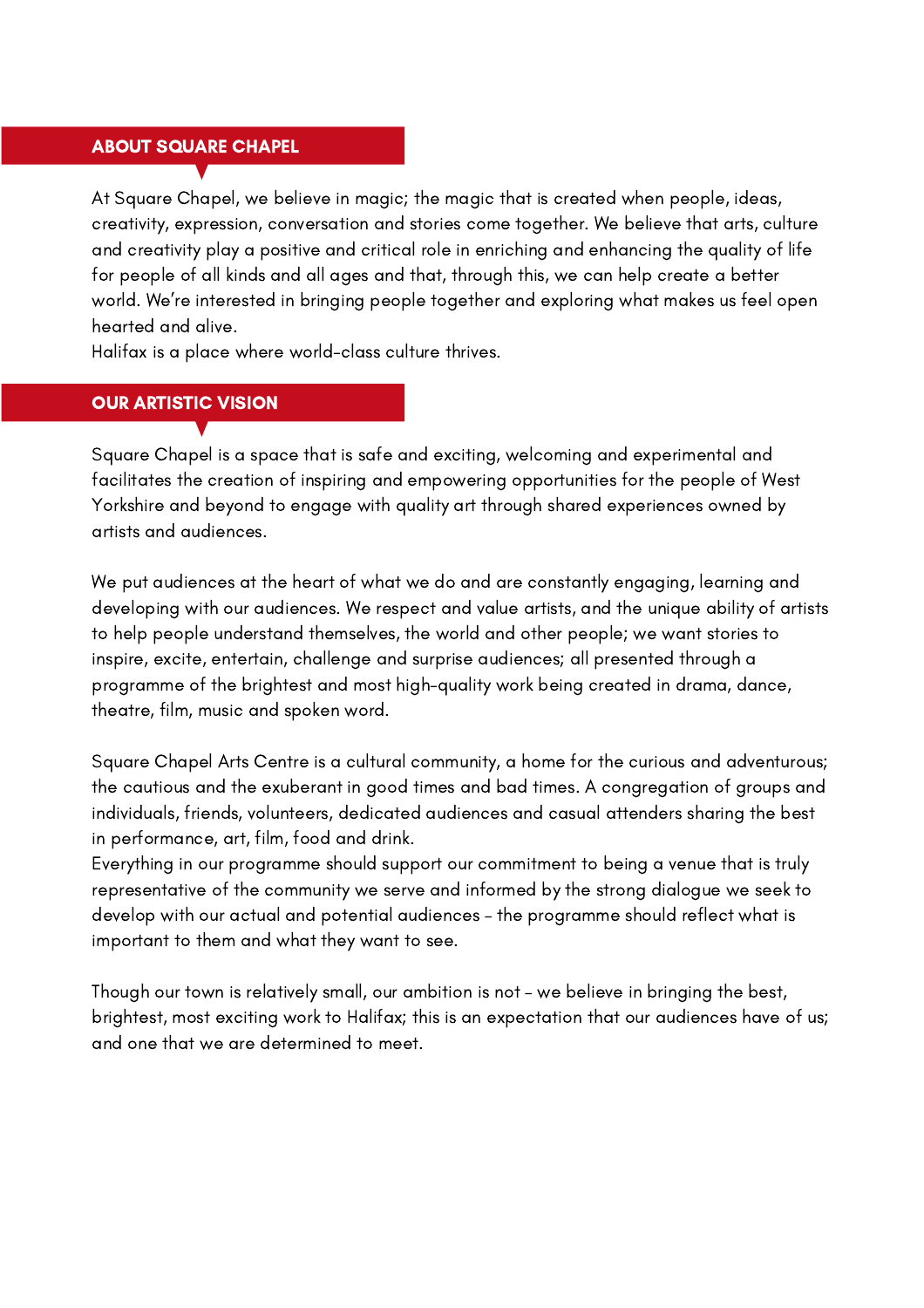## ABOUT SQUARE CHAPEL

At Square Chapel, we believe in magic; the magic that is created when people, ideas, creativity, expression, conversation and stories come together. We believe that arts, culture and creativity play a positive and critical role in enriching and enhancing the quality of life for people of all kinds and all ages and that, through this, we can help create a better world. We're interested in bringing people together and exploring what makes us feel open hearted and alive.
Halifax is a place where world-class culture thrives.

## OUR ARTISTIC VISION

Square Chapel is a space that is safe and exciting, welcoming and experimental and facilitates the creation of inspiring and empowering opportunities for the people of West Yorkshire and beyond to engage with quality art through shared experiences owned by artists and audiences.

We put audiences at the heart of what we do and are constantly engaging, learning and developing with our audiences. We respect and value artists, and the unique ability of artists to help people understand themselves, the world and other people; we want stories to inspire, excite, entertain, challenge and surprise audiences; all presented through a programme of the brightest and most high-quality work being created in drama, dance, theatre, film, music and spoken word.

Square Chapel Arts Centre is a cultural community, a home for the curious and adventurous; the cautious and the exuberant in good times and bad times. A congregation of groups and individuals, friends, volunteers, dedicated audiences and casual attenders sharing the best in performance, art, film, food and drink.
Everything in our programme should support our commitment to being a venue that is truly representative of the community we serve and informed by the strong dialogue we seek to develop with our actual and potential audiences – the programme should reflect what is important to them and what they want to see.

Though our town is relatively small, our ambition is not – we believe in bringing the best, brightest, most exciting work to Halifax; this is an expectation that our audiences have of us; and one that we are determined to meet.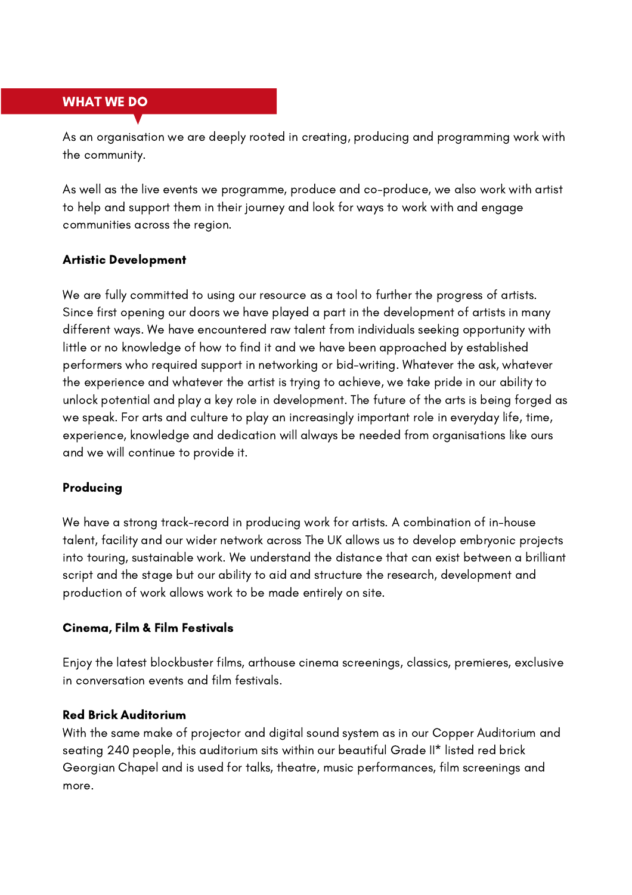## WHAT WE DO

As an organisation we are deeply rooted in creating, producing and programming work with the community.

As well as the live events we programme, produce and co-produce, we also work with artist to help and support them in their journey and look for ways to work with and engage communities across the region.

**Artistic Development**

We are fully committed to using our resource as a tool to further the progress of artists. Since first opening our doors we have played a part in the development of artists in many different ways. We have encountered raw talent from individuals seeking opportunity with little or no knowledge of how to find it and we have been approached by established performers who required support in networking or bid-writing. Whatever the ask, whatever the experience and whatever the artist is trying to achieve, we take pride in our ability to unlock potential and play a key role in development. The future of the arts is being forged as we speak. For arts and culture to play an increasingly important role in everyday life, time, experience, knowledge and dedication will always be needed from organisations like ours and we will continue to provide it.

**Producing**

We have a strong track-record in producing work for artists. A combination of in-house talent, facility and our wider network across The UK allows us to develop embryonic projects into touring, sustainable work. We understand the distance that can exist between a brilliant script and the stage but our ability to aid and structure the research, development and production of work allows work to be made entirely on site.

**Cinema, Film & Film Festivals**

Enjoy the latest blockbuster films, arthouse cinema screenings, classics, premieres, exclusive in conversation events and film festivals.

**Red Brick Auditorium**
With the same make of projector and digital sound system as in our Copper Auditorium and seating 240 people, this auditorium sits within our beautiful Grade II* listed red brick Georgian Chapel and is used for talks, theatre, music performances, film screenings and more.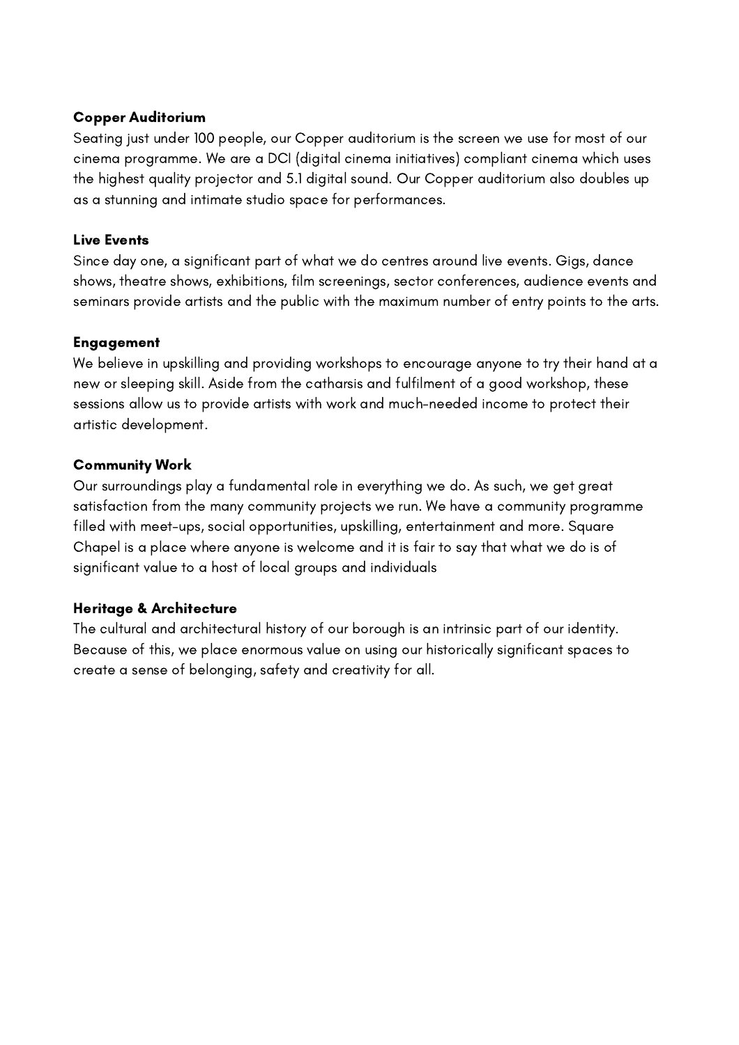**Copper Auditorium**

Seating just under 100 people, our Copper auditorium is the screen we use for most of our cinema programme. We are a DCI (digital cinema initiatives) compliant cinema which uses the highest quality projector and 5.1 digital sound. Our Copper auditorium also doubles up as a stunning and intimate studio space for performances.

**Live Events**

Since day one, a significant part of what we do centres around live events. Gigs, dance shows, theatre shows, exhibitions, film screenings, sector conferences, audience events and seminars provide artists and the public with the maximum number of entry points to the arts.

**Engagement**

We believe in upskilling and providing workshops to encourage anyone to try their hand at a new or sleeping skill. Aside from the catharsis and fulfilment of a good workshop, these sessions allow us to provide artists with work and much-needed income to protect their artistic development.

**Community Work**

Our surroundings play a fundamental role in everything we do. As such, we get great satisfaction from the many community projects we run. We have a community programme filled with meet-ups, social opportunities, upskilling, entertainment and more. Square Chapel is a place where anyone is welcome and it is fair to say that what we do is of significant value to a host of local groups and individuals

**Heritage & Architecture**

The cultural and architectural history of our borough is an intrinsic part of our identity. Because of this, we place enormous value on using our historically significant spaces to create a sense of belonging, safety and creativity for all.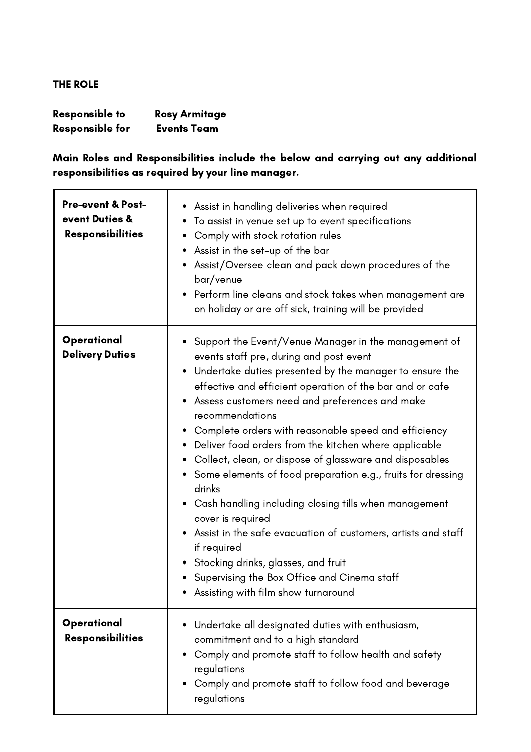**THE ROLE**

**Responsible to** **Rosy Armitage**
**Responsible for** **Events Team**

**Main Roles and Responsibilities include the below and carrying out any additional responsibilities as required by your line manager.**

| | |
|---|---|
| **Pre-event & Post-event Duties & Responsibilities** | • Assist in handling deliveries when required<br>• To assist in venue set up to event specifications<br>• Comply with stock rotation rules<br>• Assist in the set-up of the bar<br>• Assist/Oversee clean and pack down procedures of the bar/venue<br>• Perform line cleans and stock takes when management are on holiday or are off sick, training will be provided |
| **Operational Delivery Duties** | • Support the Event/Venue Manager in the management of events staff pre, during and post event<br>• Undertake duties presented by the manager to ensure the effective and efficient operation of the bar and or cafe<br>• Assess customers need and preferences and make recommendations<br>• Complete orders with reasonable speed and efficiency<br>• Deliver food orders from the kitchen where applicable<br>• Collect, clean, or dispose of glassware and disposables<br>• Some elements of food preparation e.g., fruits for dressing drinks<br>• Cash handling including closing tills when management cover is required<br>• Assist in the safe evacuation of customers, artists and staff if required<br>• Stocking drinks, glasses, and fruit<br>• Supervising the Box Office and Cinema staff<br>• Assisting with film show turnaround |
| **Operational Responsibilities** | • Undertake all designated duties with enthusiasm, commitment and to a high standard<br>• Comply and promote staff to follow health and safety regulations<br>• Comply and promote staff to follow food and beverage regulations |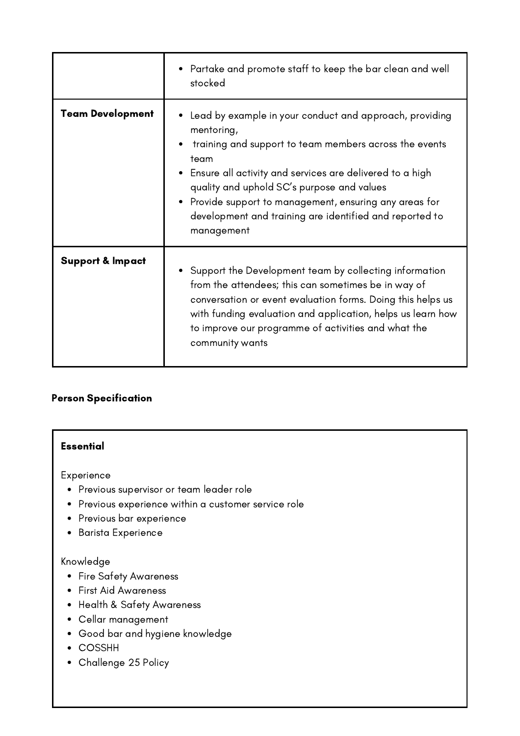| | |
|---|---|
| | • Partake and promote staff to keep the bar clean and well stocked |
| **Team Development** | • Lead by example in your conduct and approach, providing mentoring,<br>• training and support to team members across the events team<br>• Ensure all activity and services are delivered to a high quality and uphold SC's purpose and values<br>• Provide support to management, ensuring any areas for development and training are identified and reported to management |
| **Support & Impact** | • Support the Development team by collecting information from the attendees; this can sometimes be in way of conversation or event evaluation forms. Doing this helps us with funding evaluation and application, helps us learn how to improve our programme of activities and what the community wants |

**Person Specification**

**Essential**

Experience

- Previous supervisor or team leader role
- Previous experience within a customer service role
- Previous bar experience
- Barista Experience

Knowledge

- Fire Safety Awareness
- First Aid Awareness
- Health & Safety Awareness
- Cellar management
- Good bar and hygiene knowledge
- COSSHH
- Challenge 25 Policy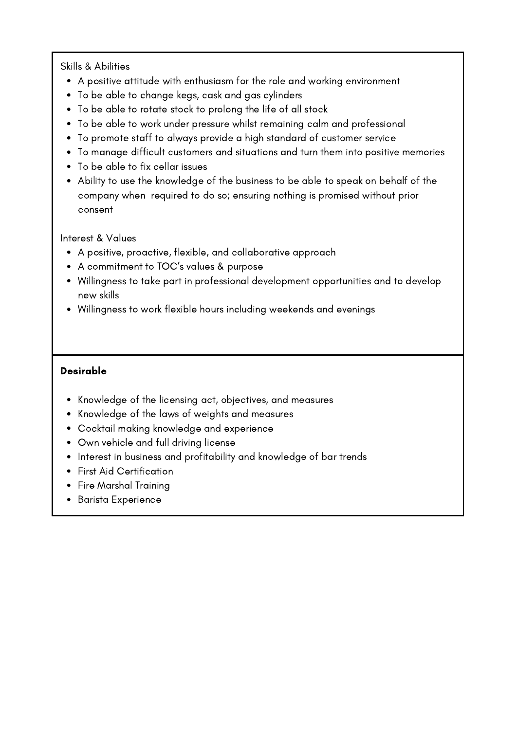Skills & Abilities

- A positive attitude with enthusiasm for the role and working environment
- To be able to change kegs, cask and gas cylinders
- To be able to rotate stock to prolong the life of all stock
- To be able to work under pressure whilst remaining calm and professional
- To promote staff to always provide a high standard of customer service
- To manage difficult customers and situations and turn them into positive memories
- To be able to fix cellar issues
- Ability to use the knowledge of the business to be able to speak on behalf of the company when required to do so; ensuring nothing is promised without prior consent

Interest & Values

- A positive, proactive, flexible, and collaborative approach
- A commitment to TOC's values & purpose
- Willingness to take part in professional development opportunities and to develop new skills
- Willingness to work flexible hours including weekends and evenings

**Desirable**

- Knowledge of the licensing act, objectives, and measures
- Knowledge of the laws of weights and measures
- Cocktail making knowledge and experience
- Own vehicle and full driving license
- Interest in business and profitability and knowledge of bar trends
- First Aid Certification
- Fire Marshal Training
- Barista Experience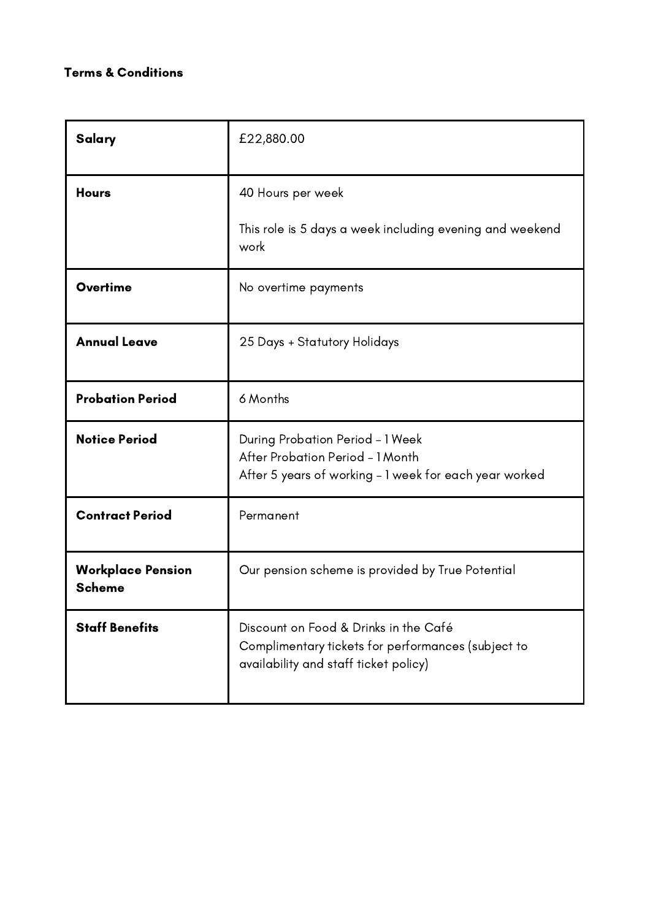**Terms & Conditions**

| | |
|---|---|
| **Salary** | £22,880.00 |
| **Hours** | 40 Hours per week<br><br>This role is 5 days a week including evening and weekend work |
| **Overtime** | No overtime payments |
| **Annual Leave** | 25 Days + Statutory Holidays |
| **Probation Period** | 6 Months |
| **Notice Period** | During Probation Period - 1 Week<br>After Probation Period - 1 Month<br>After 5 years of working - 1 week for each year worked |
| **Contract Period** | Permanent |
| **Workplace Pension Scheme** | Our pension scheme is provided by True Potential |
| **Staff Benefits** | Discount on Food & Drinks in the Café<br>Complimentary tickets for performances (subject to availability and staff ticket policy) |